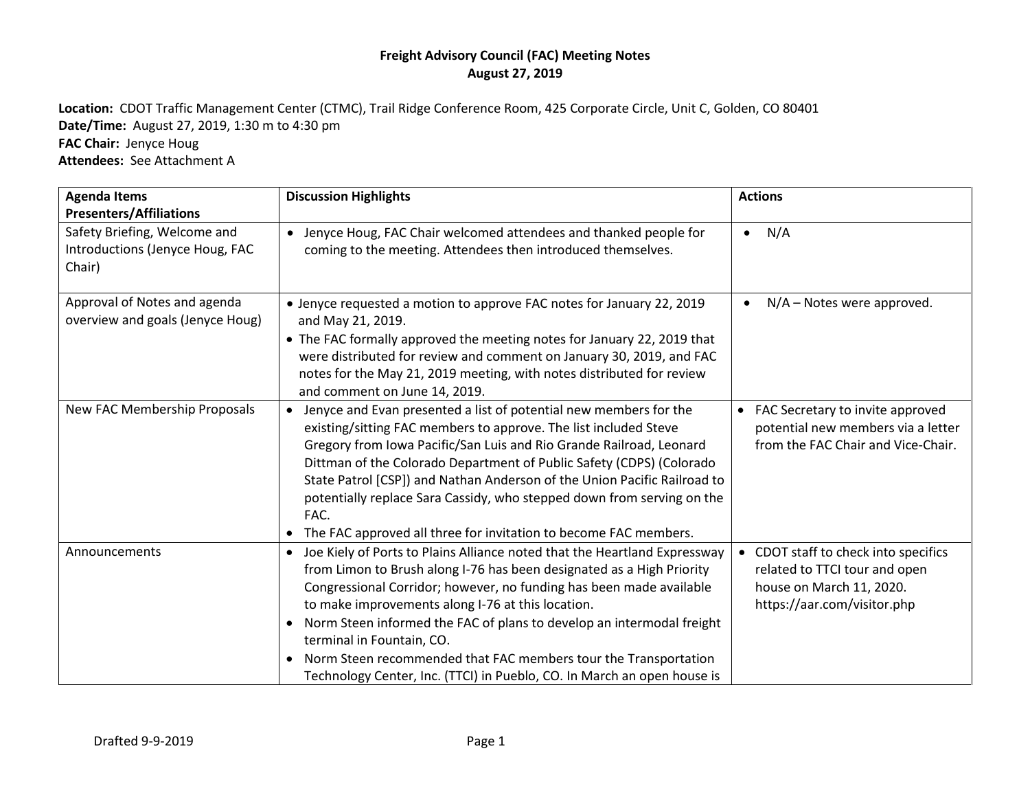**Freight Advisory Council (FAC) Meeting Notes**
**August 27, 2019**

**Location:** CDOT Traffic Management Center (CTMC), Trail Ridge Conference Room, 425 Corporate Circle, Unit C, Golden, CO 80401
**Date/Time:** August 27, 2019, 1:30 m to 4:30 pm
**FAC Chair:** Jenyce Houg
**Attendees:** See Attachment A

| Agenda Items Presenters/Affiliations | Discussion Highlights | Actions |
|---|---|---|
| Safety Briefing, Welcome and Introductions (Jenyce Houg, FAC Chair) | • Jenyce Houg, FAC Chair welcomed attendees and thanked people for coming to the meeting. Attendees then introduced themselves. | • N/A |
| Approval of Notes and agenda overview and goals (Jenyce Houg) | • Jenyce requested a motion to approve FAC notes for January 22, 2019 and May 21, 2019.<br>• The FAC formally approved the meeting notes for January 22, 2019 that were distributed for review and comment on January 30, 2019, and FAC notes for the May 21, 2019 meeting, with notes distributed for review and comment on June 14, 2019. | • N/A – Notes were approved. |
| New FAC Membership Proposals | • Jenyce and Evan presented a list of potential new members for the existing/sitting FAC members to approve. The list included Steve Gregory from Iowa Pacific/San Luis and Rio Grande Railroad, Leonard Dittman of the Colorado Department of Public Safety (CDPS) (Colorado State Patrol [CSP]) and Nathan Anderson of the Union Pacific Railroad to potentially replace Sara Cassidy, who stepped down from serving on the FAC.<br>• The FAC approved all three for invitation to become FAC members. | • FAC Secretary to invite approved potential new members via a letter from the FAC Chair and Vice-Chair. |
| Announcements | • Joe Kiely of Ports to Plains Alliance noted that the Heartland Expressway from Limon to Brush along I-76 has been designated as a High Priority Congressional Corridor; however, no funding has been made available to make improvements along I-76 at this location.<br>• Norm Steen informed the FAC of plans to develop an intermodal freight terminal in Fountain, CO.<br>• Norm Steen recommended that FAC members tour the Transportation Technology Center, Inc. (TTCI) in Pueblo, CO. In March an open house is | • CDOT staff to check into specifics related to TTCI tour and open house on March 11, 2020. https://aar.com/visitor.php |

Drafted 9-9-2019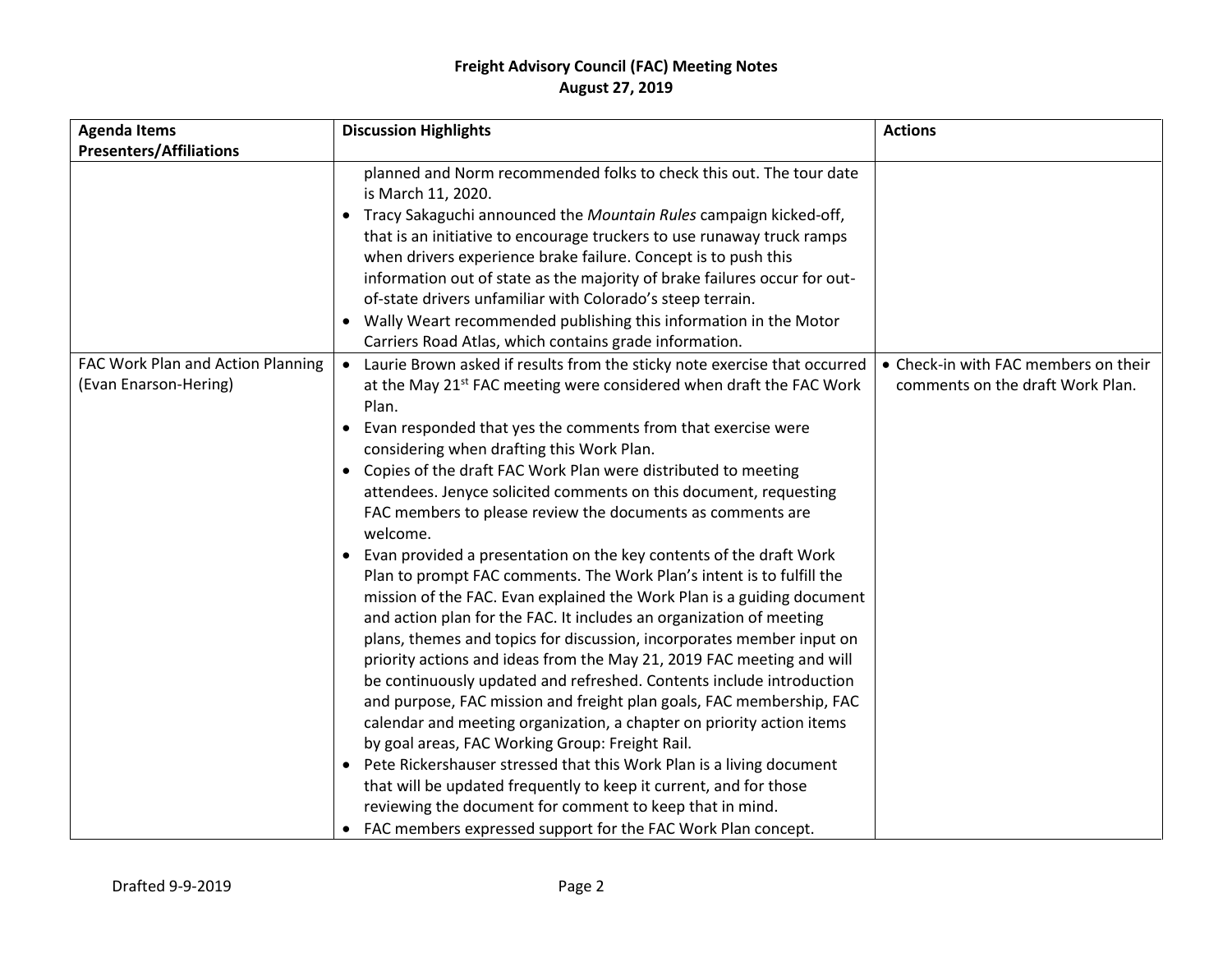**Freight Advisory Council (FAC) Meeting Notes**
**August 27, 2019**

| Agenda Items Presenters/Affiliations | Discussion Highlights | Actions |
|---|---|---|
| | planned and Norm recommended folks to check this out. The tour date is March 11, 2020.<br>• Tracy Sakaguchi announced the *Mountain Rules* campaign kicked-off, that is an initiative to encourage truckers to use runaway truck ramps when drivers experience brake failure. Concept is to push this information out of state as the majority of brake failures occur for out-of-state drivers unfamiliar with Colorado's steep terrain.<br>• Wally Weart recommended publishing this information in the Motor Carriers Road Atlas, which contains grade information. | |
| FAC Work Plan and Action Planning (Evan Enarson-Hering) | • Laurie Brown asked if results from the sticky note exercise that occurred at the May 21st FAC meeting were considered when draft the FAC Work Plan.<br>• Evan responded that yes the comments from that exercise were considering when drafting this Work Plan.<br>• Copies of the draft FAC Work Plan were distributed to meeting attendees. Jenyce solicited comments on this document, requesting FAC members to please review the documents as comments are welcome.<br>• Evan provided a presentation on the key contents of the draft Work Plan to prompt FAC comments. The Work Plan's intent is to fulfill the mission of the FAC. Evan explained the Work Plan is a guiding document and action plan for the FAC. It includes an organization of meeting plans, themes and topics for discussion, incorporates member input on priority actions and ideas from the May 21, 2019 FAC meeting and will be continuously updated and refreshed. Contents include introduction and purpose, FAC mission and freight plan goals, FAC membership, FAC calendar and meeting organization, a chapter on priority action items by goal areas, FAC Working Group: Freight Rail.<br>• Pete Rickershauser stressed that this Work Plan is a living document that will be updated frequently to keep it current, and for those reviewing the document for comment to keep that in mind.<br>• FAC members expressed support for the FAC Work Plan concept. | • Check-in with FAC members on their comments on the draft Work Plan. |

Drafted 9-9-2019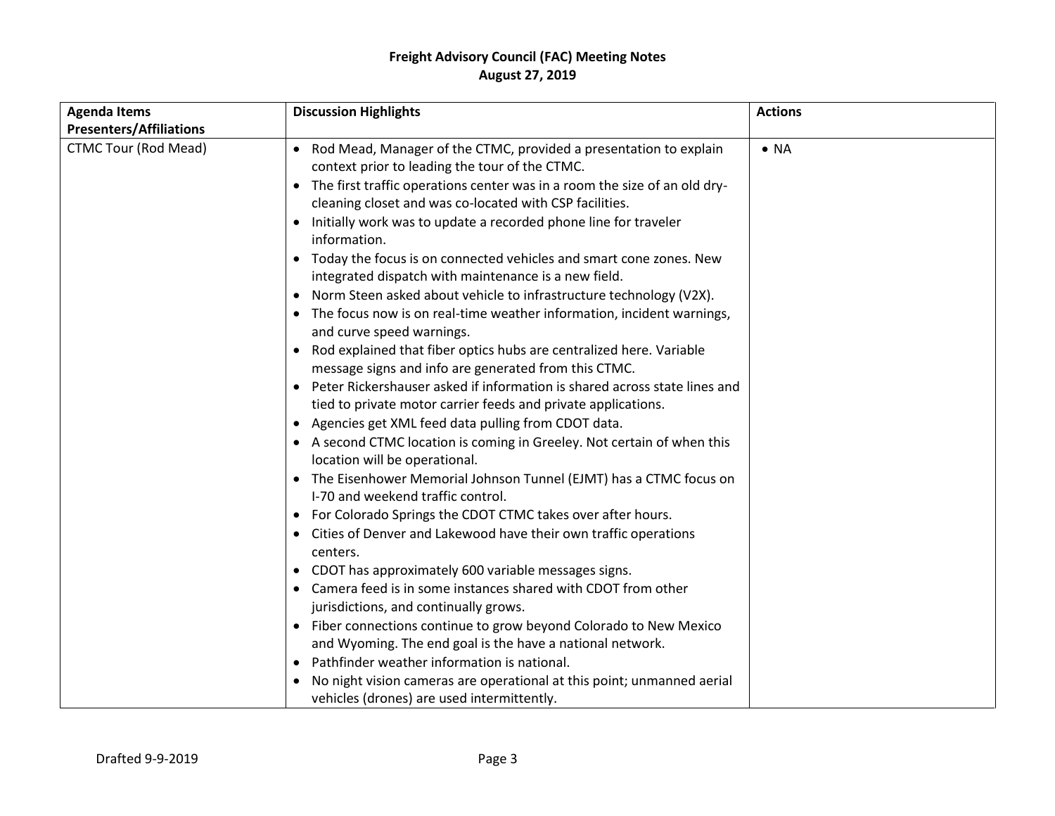**Freight Advisory Council (FAC) Meeting Notes**
**August 27, 2019**

| Agenda Items Presenters/Affiliations | Discussion Highlights | Actions |
|---|---|---|
| CTMC Tour (Rod Mead) | • Rod Mead, Manager of the CTMC, provided a presentation to explain context prior to leading the tour of the CTMC.<br>• The first traffic operations center was in a room the size of an old dry-cleaning closet and was co-located with CSP facilities.<br>• Initially work was to update a recorded phone line for traveler information.<br>• Today the focus is on connected vehicles and smart cone zones. New integrated dispatch with maintenance is a new field.<br>• Norm Steen asked about vehicle to infrastructure technology (V2X).<br>• The focus now is on real-time weather information, incident warnings, and curve speed warnings.<br>• Rod explained that fiber optics hubs are centralized here. Variable message signs and info are generated from this CTMC.<br>• Peter Rickershauser asked if information is shared across state lines and tied to private motor carrier feeds and private applications.<br>• Agencies get XML feed data pulling from CDOT data.<br>• A second CTMC location is coming in Greeley. Not certain of when this location will be operational.<br>• The Eisenhower Memorial Johnson Tunnel (EJMT) has a CTMC focus on I-70 and weekend traffic control.<br>• For Colorado Springs the CDOT CTMC takes over after hours.<br>• Cities of Denver and Lakewood have their own traffic operations centers.<br>• CDOT has approximately 600 variable messages signs.<br>• Camera feed is in some instances shared with CDOT from other jurisdictions, and continually grows.<br>• Fiber connections continue to grow beyond Colorado to New Mexico and Wyoming. The end goal is the have a national network.<br>• Pathfinder weather information is national.<br>• No night vision cameras are operational at this point; unmanned aerial vehicles (drones) are used intermittently. | • NA |

Drafted 9-9-2019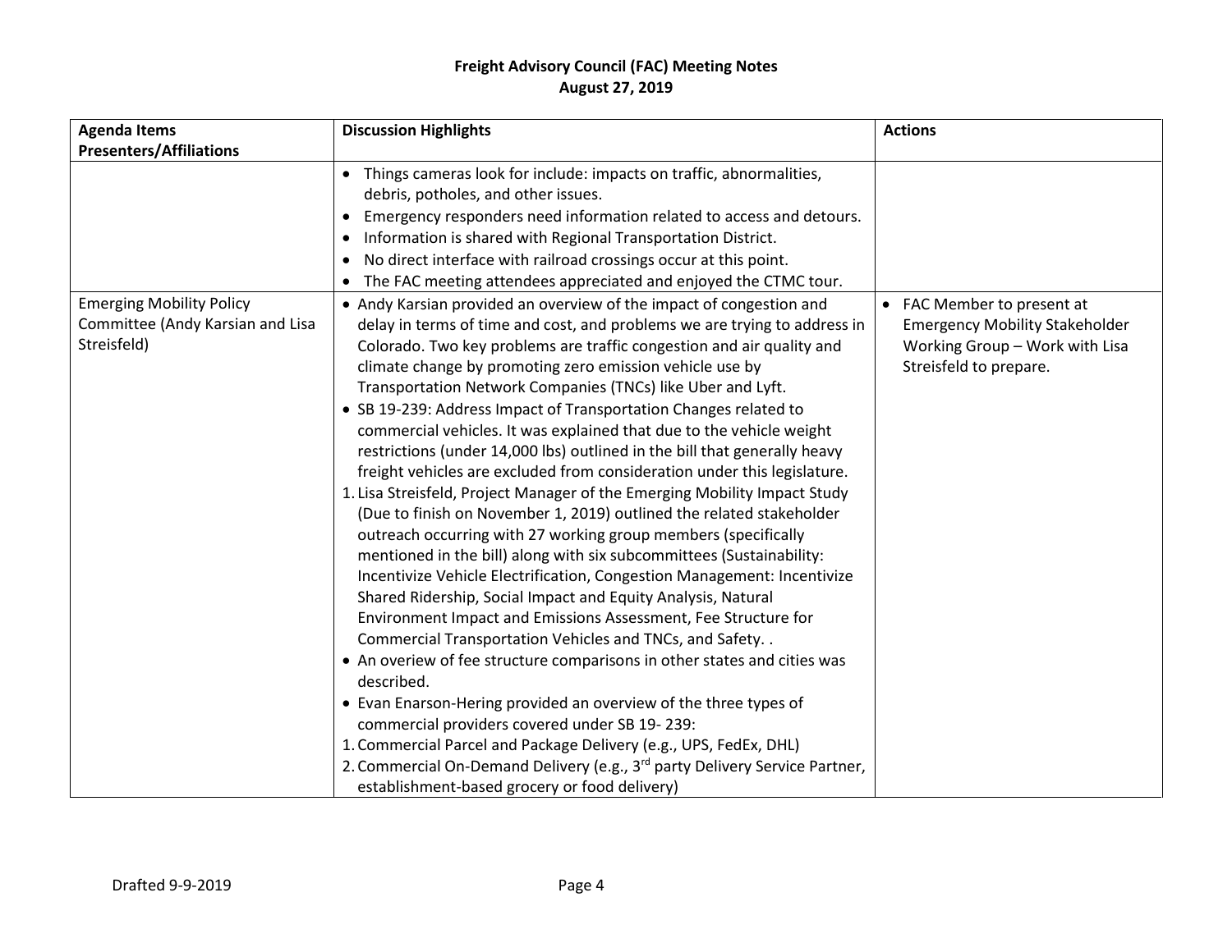**Freight Advisory Council (FAC) Meeting Notes**
**August 27, 2019**

| Agenda Items Presenters/Affiliations | Discussion Highlights | Actions |
|---|---|---|
| | • Things cameras look for include: impacts on traffic, abnormalities, debris, potholes, and other issues.<br>• Emergency responders need information related to access and detours.<br>• Information is shared with Regional Transportation District.<br>• No direct interface with railroad crossings occur at this point.<br>• The FAC meeting attendees appreciated and enjoyed the CTMC tour. | |
| Emerging Mobility Policy Committee (Andy Karsian and Lisa Streisfeld) | • Andy Karsian provided an overview of the impact of congestion and delay in terms of time and cost, and problems we are trying to address in Colorado. Two key problems are traffic congestion and air quality and climate change by promoting zero emission vehicle use by Transportation Network Companies (TNCs) like Uber and Lyft.<br>• SB 19-239: Address Impact of Transportation Changes related to commercial vehicles. It was explained that due to the vehicle weight restrictions (under 14,000 lbs) outlined in the bill that generally heavy freight vehicles are excluded from consideration under this legislature.<br>1. Lisa Streisfeld, Project Manager of the Emerging Mobility Impact Study (Due to finish on November 1, 2019) outlined the related stakeholder outreach occurring with 27 working group members (specifically mentioned in the bill) along with six subcommittees (Sustainability: Incentivize Vehicle Electrification, Congestion Management: Incentivize Shared Ridership, Social Impact and Equity Analysis, Natural Environment Impact and Emissions Assessment, Fee Structure for Commercial Transportation Vehicles and TNCs, and Safety. .<br>• An overview of fee structure comparisons in other states and cities was described.<br>• Evan Enarson-Hering provided an overview of the three types of commercial providers covered under SB 19- 239:<br>1. Commercial Parcel and Package Delivery (e.g., UPS, FedEx, DHL)<br>2. Commercial On-Demand Delivery (e.g., 3rd party Delivery Service Partner, establishment-based grocery or food delivery) | • FAC Member to present at Emergency Mobility Stakeholder Working Group – Work with Lisa Streisfeld to prepare. |

Drafted 9-9-2019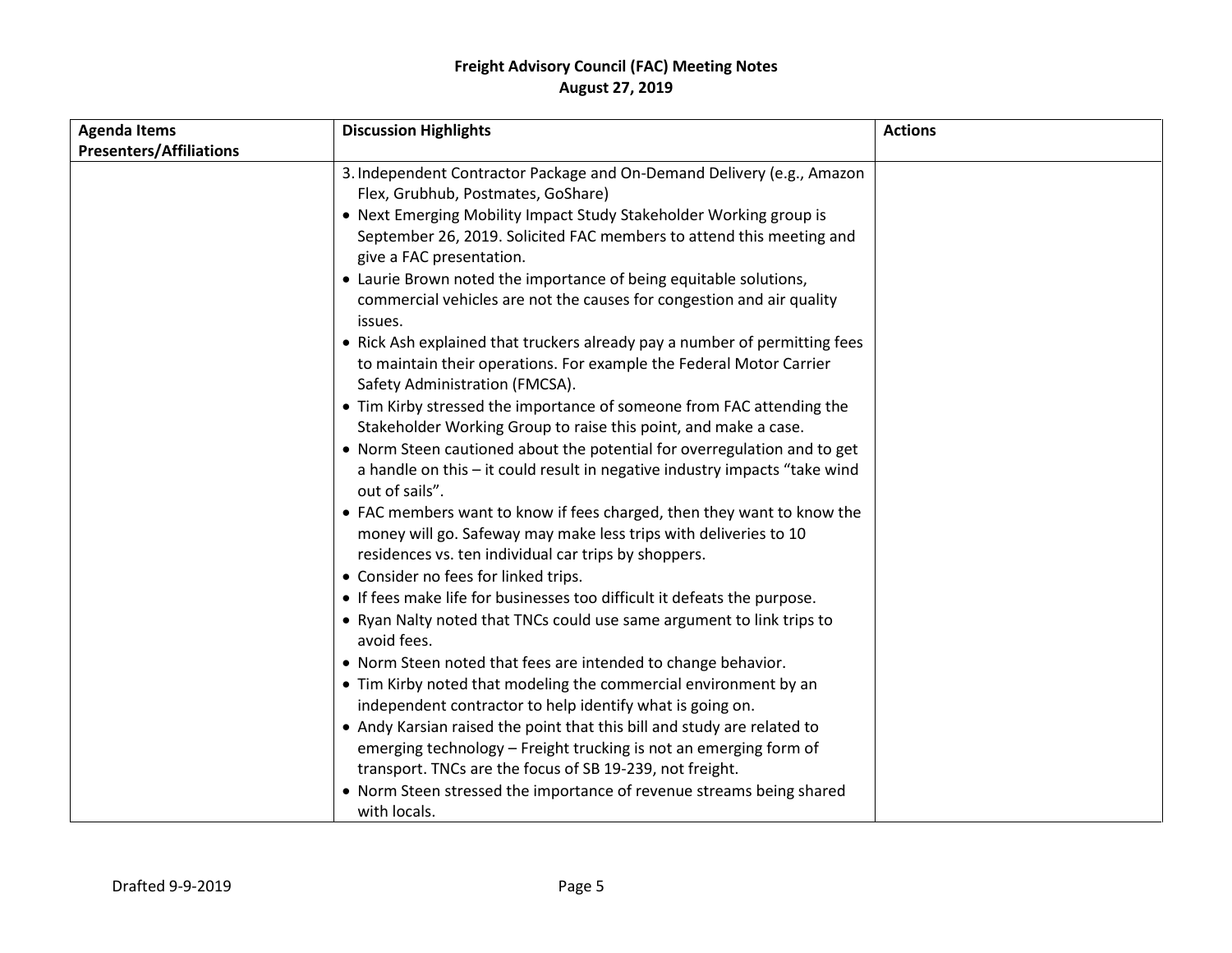# Freight Advisory Council (FAC) Meeting Notes
## August 27, 2019

| Agenda Items<br>Presenters/Affiliations | Discussion Highlights | Actions |
| --- | --- | --- |
| | 3. Independent Contractor Package and On-Demand Delivery (e.g., Amazon Flex, Grubhub, Postmates, GoShare)<br>• Next Emerging Mobility Impact Study Stakeholder Working group is September 26, 2019. Solicited FAC members to attend this meeting and give a FAC presentation.<br>• Laurie Brown noted the importance of being equitable solutions, commercial vehicles are not the causes for congestion and air quality issues.<br>• Rick Ash explained that truckers already pay a number of permitting fees to maintain their operations. For example the Federal Motor Carrier Safety Administration (FMCSA).<br>• Tim Kirby stressed the importance of someone from FAC attending the Stakeholder Working Group to raise this point, and make a case.<br>• Norm Steen cautioned about the potential for overregulation and to get a handle on this – it could result in negative industry impacts "take wind out of sails".<br>• FAC members want to know if fees charged, then they want to know the money will go. Safeway may make less trips with deliveries to 10 residences vs. ten individual car trips by shoppers.<br>• Consider no fees for linked trips.<br>• If fees make life for businesses too difficult it defeats the purpose.<br>• Ryan Nalty noted that TNCs could use same argument to link trips to avoid fees.<br>• Norm Steen noted that fees are intended to change behavior.<br>• Tim Kirby noted that modeling the commercial environment by an independent contractor to help identify what is going on.<br>• Andy Karsian raised the point that this bill and study are related to emerging technology – Freight trucking is not an emerging form of transport. TNCs are the focus of SB 19-239, not freight.<br>• Norm Steen stressed the importance of revenue streams being shared with locals. | |

Drafted 9-9-2019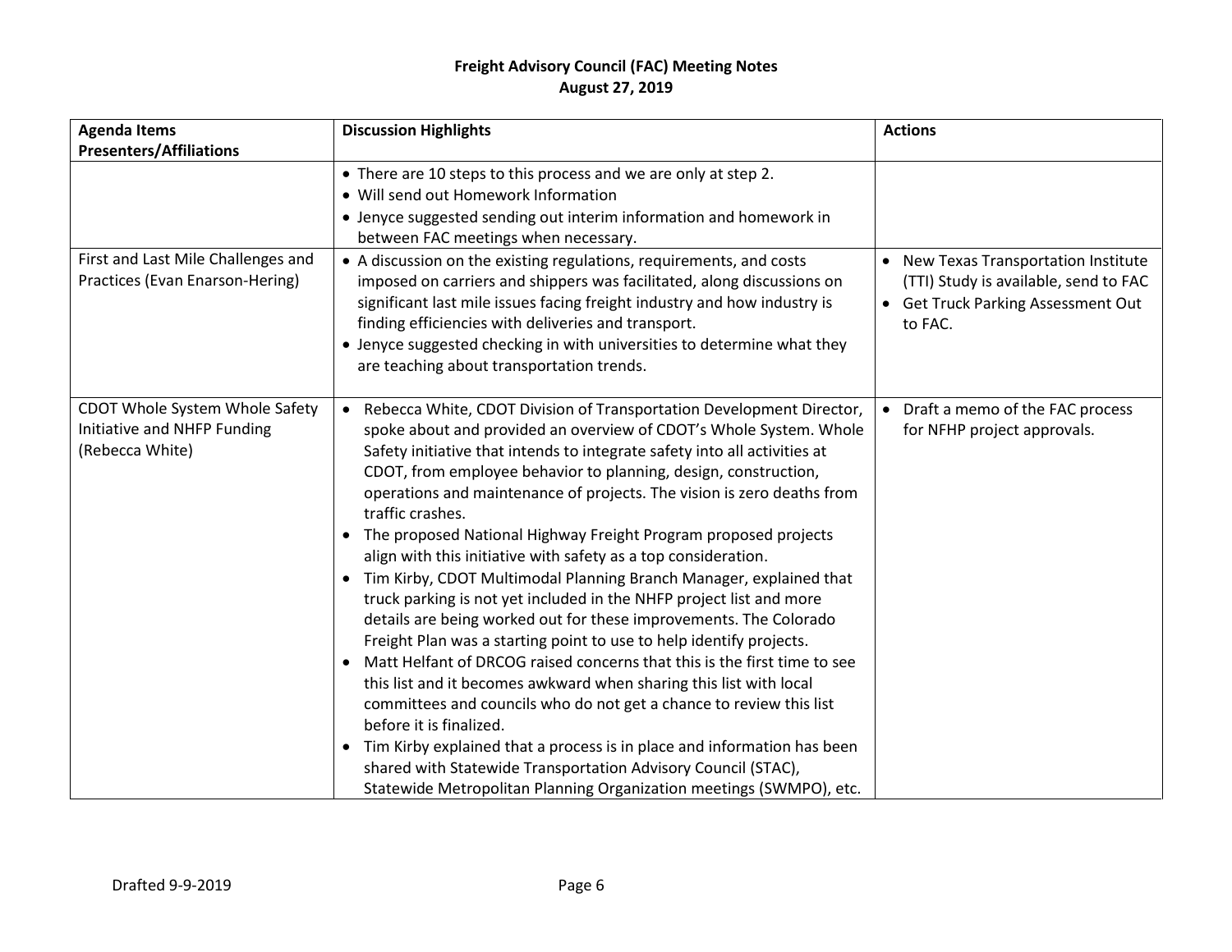**Freight Advisory Council (FAC) Meeting Notes**
**August 27, 2019**

| Agenda Items Presenters/Affiliations | Discussion Highlights | Actions |
|---|---|---|
| | • There are 10 steps to this process and we are only at step 2.<br>• Will send out Homework Information<br>• Jenyce suggested sending out interim information and homework in between FAC meetings when necessary. | |
| First and Last Mile Challenges and Practices (Evan Enarson-Hering) | • A discussion on the existing regulations, requirements, and costs imposed on carriers and shippers was facilitated, along discussions on significant last mile issues facing freight industry and how industry is finding efficiencies with deliveries and transport.<br>• Jenyce suggested checking in with universities to determine what they are teaching about transportation trends. | • New Texas Transportation Institute (TTI) Study is available, send to FAC<br>• Get Truck Parking Assessment Out to FAC. |
| CDOT Whole System Whole Safety Initiative and NHFP Funding (Rebecca White) | • Rebecca White, CDOT Division of Transportation Development Director, spoke about and provided an overview of CDOT's Whole System. Whole Safety initiative that intends to integrate safety into all activities at CDOT, from employee behavior to planning, design, construction, operations and maintenance of projects. The vision is zero deaths from traffic crashes.<br>• The proposed National Highway Freight Program proposed projects align with this initiative with safety as a top consideration.<br>• Tim Kirby, CDOT Multimodal Planning Branch Manager, explained that truck parking is not yet included in the NHFP project list and more details are being worked out for these improvements. The Colorado Freight Plan was a starting point to use to help identify projects.<br>• Matt Helfant of DRCOG raised concerns that this is the first time to see this list and it becomes awkward when sharing this list with local committees and councils who do not get a chance to review this list before it is finalized.<br>• Tim Kirby explained that a process is in place and information has been shared with Statewide Transportation Advisory Council (STAC), Statewide Metropolitan Planning Organization meetings (SWMPO), etc. | • Draft a memo of the FAC process for NFHP project approvals. |

Drafted 9-9-2019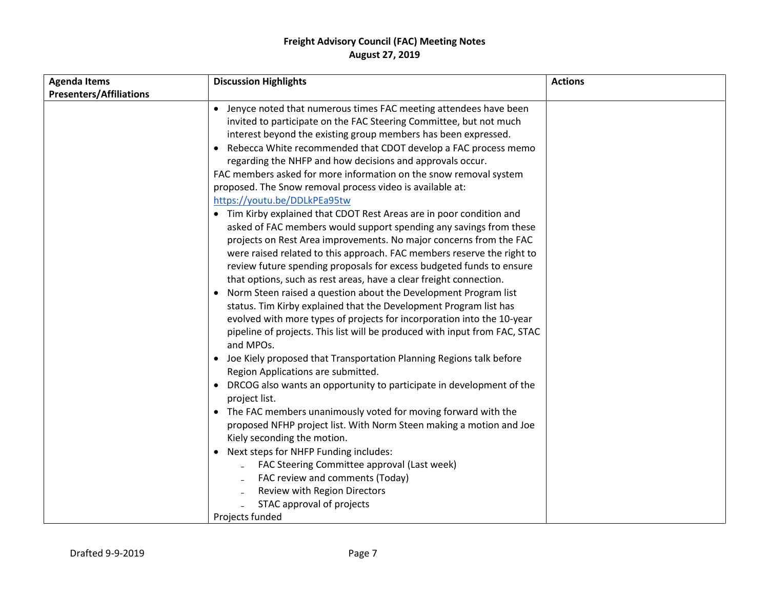**Freight Advisory Council (FAC) Meeting Notes**
**August 27, 2019**

| Agenda Items Presenters/Affiliations | Discussion Highlights | Actions |
|---|---|---|
| | • Jenyce noted that numerous times FAC meeting attendees have been invited to participate on the FAC Steering Committee, but not much interest beyond the existing group members has been expressed.<br>• Rebecca White recommended that CDOT develop a FAC process memo regarding the NHFP and how decisions and approvals occur.<br>FAC members asked for more information on the snow removal system proposed. The Snow removal process video is available at: [https://youtu.be/DDLkPEa95tw](https://youtu.be/DDLkPEa95tw)<br>• Tim Kirby explained that CDOT Rest Areas are in poor condition and asked of FAC members would support spending any savings from these projects on Rest Area improvements. No major concerns from the FAC were raised related to this approach. FAC members reserve the right to review future spending proposals for excess budgeted funds to ensure that options, such as rest areas, have a clear freight connection.<br>• Norm Steen raised a question about the Development Program list status. Tim Kirby explained that the Development Program list has evolved with more types of projects for incorporation into the 10-year pipeline of projects. This list will be produced with input from FAC, STAC and MPOs.<br>• Joe Kiely proposed that Transportation Planning Regions talk before Region Applications are submitted.<br>• DRCOG also wants an opportunity to participate in development of the project list.<br>• The FAC members unanimously voted for moving forward with the proposed NFHP project list. With Norm Steen making a motion and Joe Kiely seconding the motion.<br>• Next steps for NHFP Funding includes:<br>&nbsp;&nbsp;- FAC Steering Committee approval (Last week)<br>&nbsp;&nbsp;- FAC review and comments (Today)<br>&nbsp;&nbsp;- Review with Region Directors<br>&nbsp;&nbsp;- STAC approval of projects<br>Projects funded | |

Drafted 9-9-2019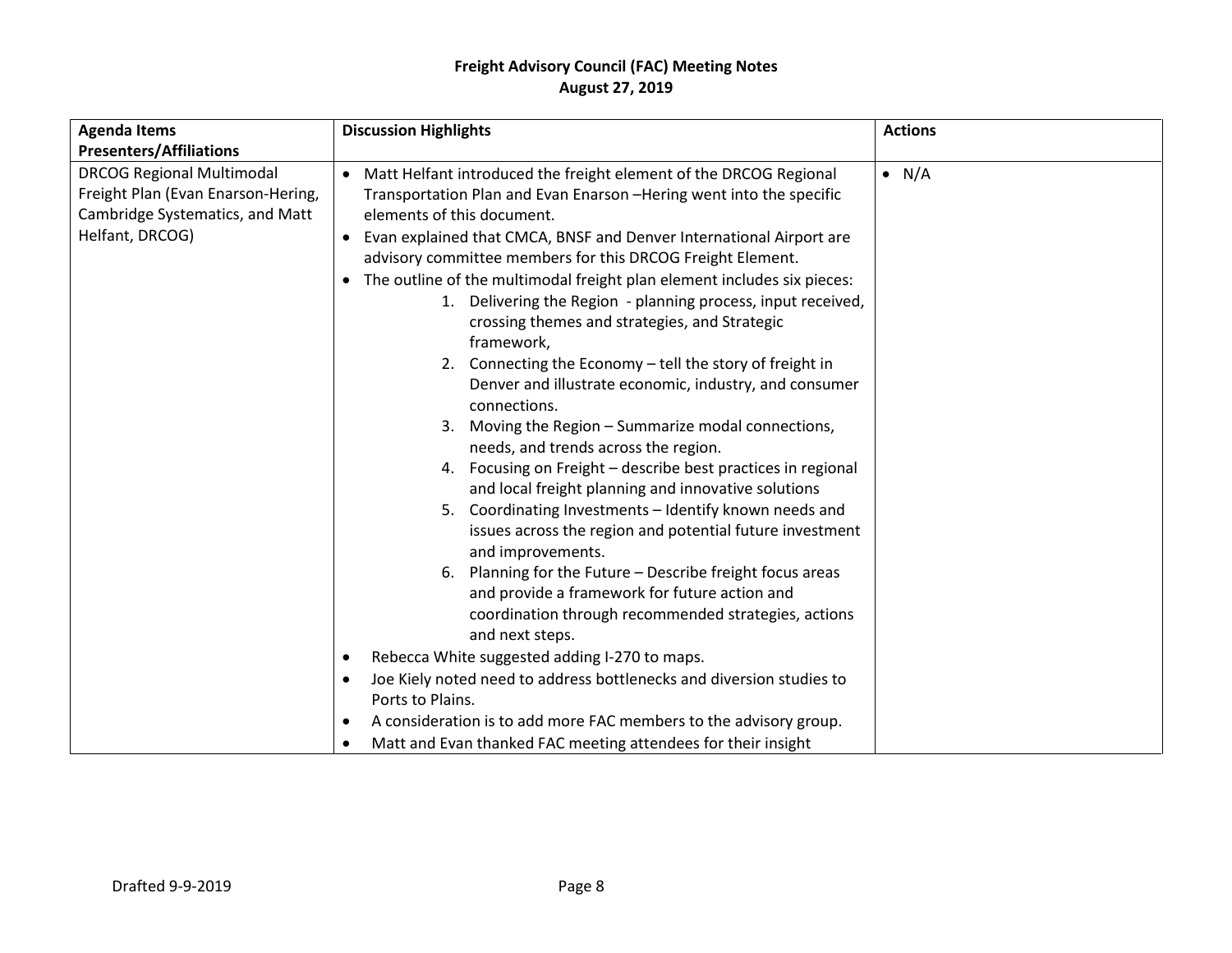**Freight Advisory Council (FAC) Meeting Notes**
**August 27, 2019**

| Agenda Items Presenters/Affiliations | Discussion Highlights | Actions |
|---|---|---|
| DRCOG Regional Multimodal Freight Plan (Evan Enarson-Hering, Cambridge Systematics, and Matt Helfant, DRCOG) | • Matt Helfant introduced the freight element of the DRCOG Regional Transportation Plan and Evan Enarson –Hering went into the specific elements of this document.<br>• Evan explained that CMCA, BNSF and Denver International Airport are advisory committee members for this DRCOG Freight Element.<br>• The outline of the multimodal freight plan element includes six pieces:<br>1. Delivering the Region - planning process, input received, crossing themes and strategies, and Strategic framework,<br>2. Connecting the Economy – tell the story of freight in Denver and illustrate economic, industry, and consumer connections.<br>3. Moving the Region – Summarize modal connections, needs, and trends across the region.<br>4. Focusing on Freight – describe best practices in regional and local freight planning and innovative solutions<br>5. Coordinating Investments – Identify known needs and issues across the region and potential future investment and improvements.<br>6. Planning for the Future – Describe freight focus areas and provide a framework for future action and coordination through recommended strategies, actions and next steps.<br>• Rebecca White suggested adding I-270 to maps.<br>• Joe Kiely noted need to address bottlenecks and diversion studies to Ports to Plains.<br>• A consideration is to add more FAC members to the advisory group.<br>• Matt and Evan thanked FAC meeting attendees for their insight | • N/A |

Drafted 9-9-2019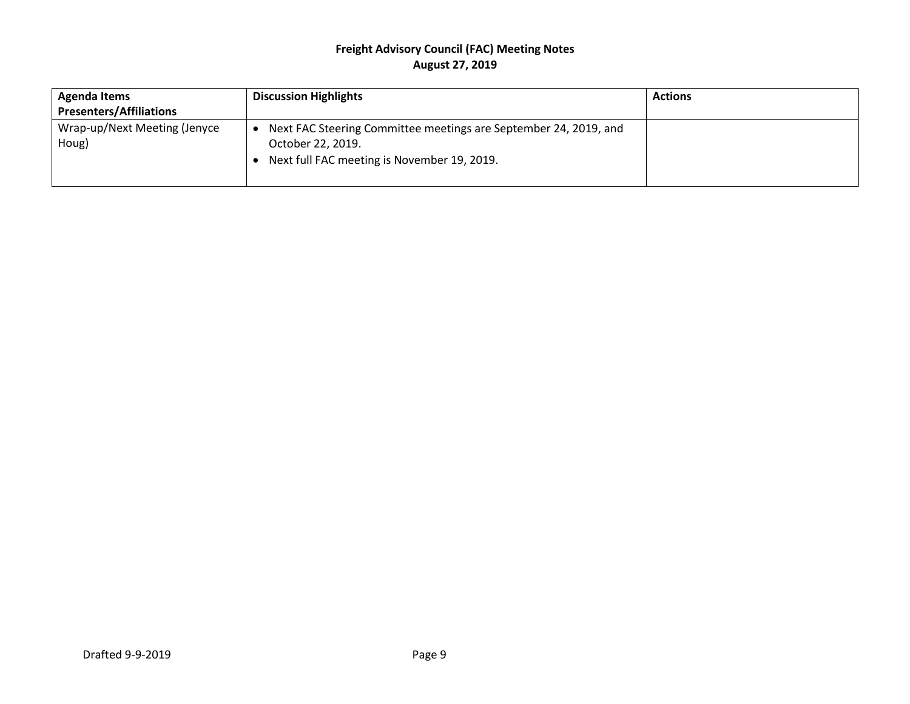**Freight Advisory Council (FAC) Meeting Notes**
**August 27, 2019**

| Agenda Items Presenters/Affiliations | Discussion Highlights | Actions |
|---|---|---|
| Wrap-up/Next Meeting (Jenyce Houg) | • Next FAC Steering Committee meetings are September 24, 2019, and October 22, 2019.<br>• Next full FAC meeting is November 19, 2019. | |

Drafted 9-9-2019